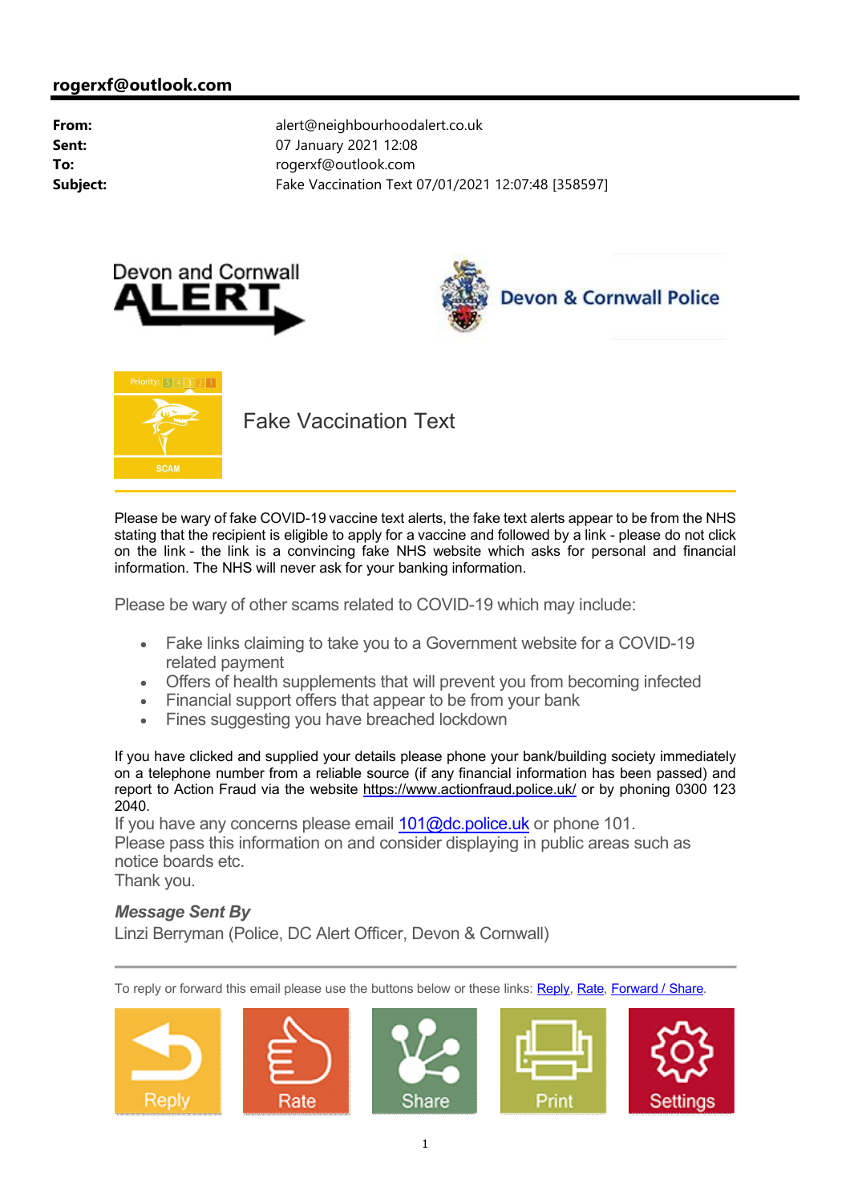**rogerxf@outlook.com**

| | |
|---|---|
| **From:** | alert@neighbourhoodalert.co.uk |
| **Sent:** | 07 January 2021 12:08 |
| **To:** | rogerxf@outlook.com |
| **Subject:** | Fake Vaccination Text 07/01/2021 12:07:48 [358597] |

Devon and Cornwall ALERT

Devon & Cornwall Police

Priority: 5 4 3 2 1

SCAM

# Fake Vaccination Text

Please be wary of fake COVID-19 vaccine text alerts, the fake text alerts appear to be from the NHS stating that the recipient is eligible to apply for a vaccine and followed by a link - please do not click on the link - the link is a convincing fake NHS website which asks for personal and financial information. The NHS will never ask for your banking information.

Please be wary of other scams related to COVID-19 which may include:

- Fake links claiming to take you to a Government website for a COVID-19 related payment
- Offers of health supplements that will prevent you from becoming infected
- Financial support offers that appear to be from your bank
- Fines suggesting you have breached lockdown

If you have clicked and supplied your details please phone your bank/building society immediately on a telephone number from a reliable source (if any financial information has been passed) and report to Action Fraud via the website https://www.actionfraud.police.uk/ or by phoning 0300 123 2040.

If you have any concerns please email 101@dc.police.uk or phone 101.

Please pass this information on and consider displaying in public areas such as notice boards etc.

Thank you.

***Message Sent By***

Linzi Berryman (Police, DC Alert Officer, Devon & Cornwall)

To reply or forward this email please use the buttons below or these links: Reply, Rate, Forward / Share.

Reply Rate Share Print Settings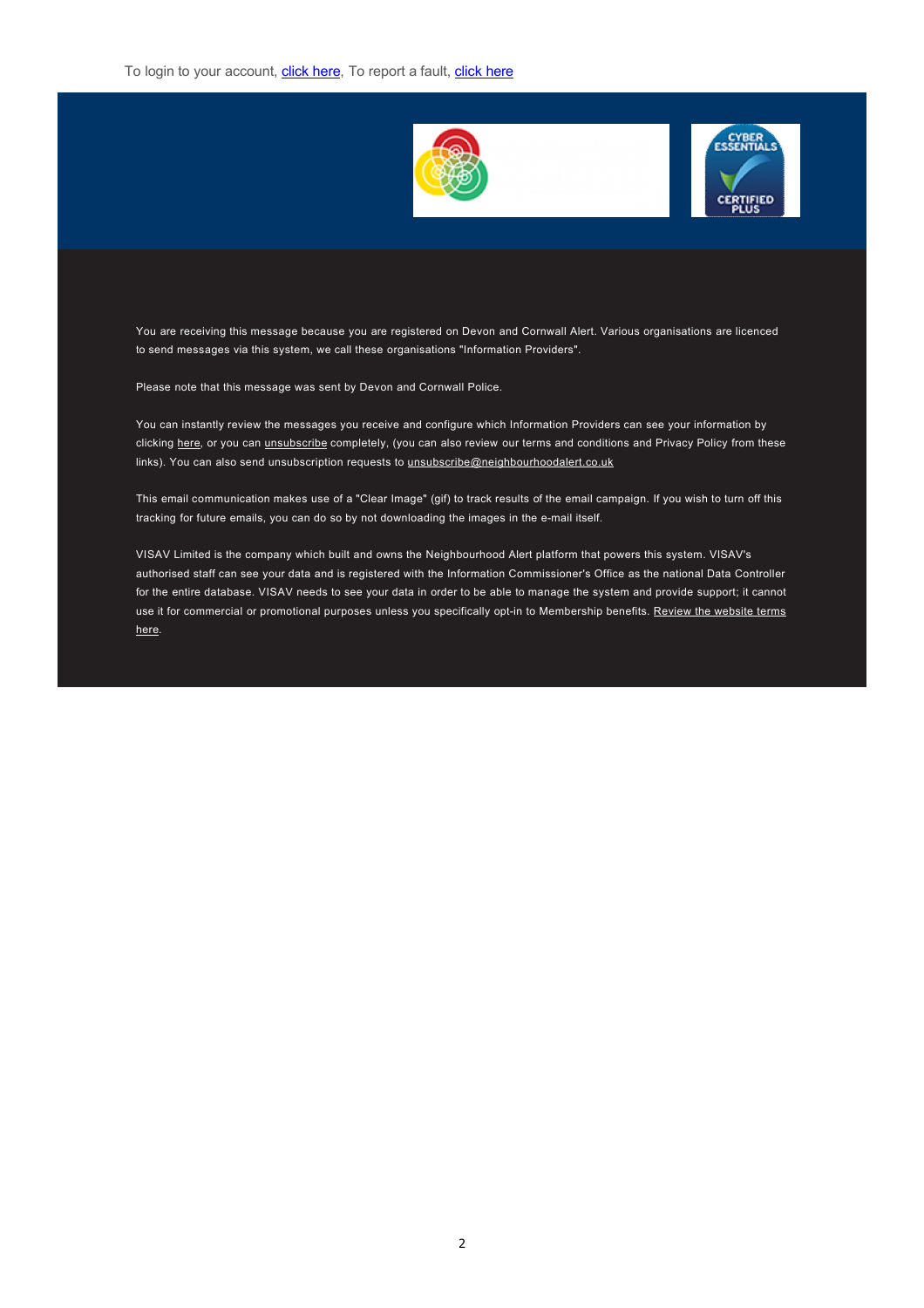To login to your account, [click here](), To report a fault, [click here]()

You are receiving this message because you are registered on Devon and Cornwall Alert. Various organisations are licenced to send messages via this system, we call these organisations "Information Providers".

Please note that this message was sent by Devon and Cornwall Police.

You can instantly review the messages you receive and configure which Information Providers can see your information by clicking here, or you can unsubscribe completely, (you can also review our terms and conditions and Privacy Policy from these links). You can also send unsubscription requests to unsubscribe@neighbourhoodalert.co.uk

This email communication makes use of a "Clear Image" (gif) to track results of the email campaign. If you wish to turn off this tracking for future emails, you can do so by not downloading the images in the e-mail itself.

VISAV Limited is the company which built and owns the Neighbourhood Alert platform that powers this system. VISAV's authorised staff can see your data and is registered with the Information Commissioner's Office as the national Data Controller for the entire database. VISAV needs to see your data in order to be able to manage the system and provide support; it cannot use it for commercial or promotional purposes unless you specifically opt-in to Membership benefits. Review the website terms here.